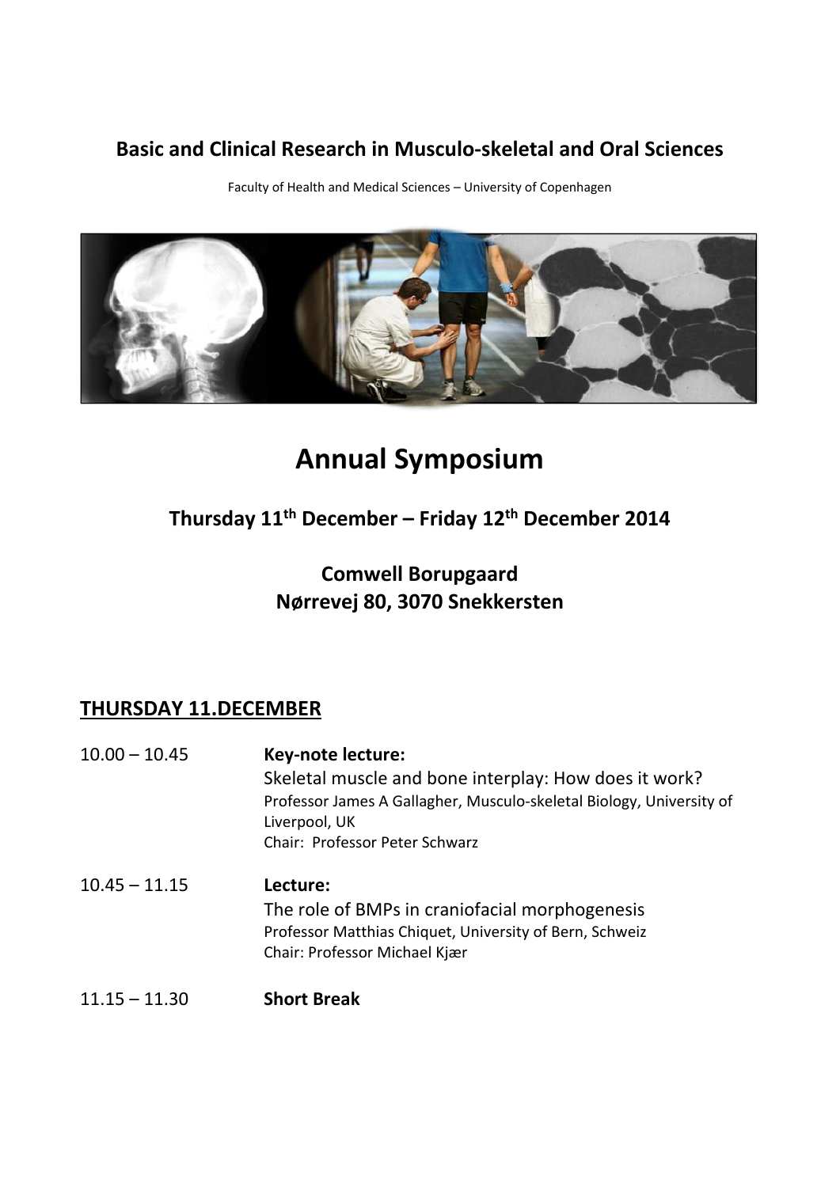# Basic and Clinical Research in Musculo-skeletal and Oral Sciences

Faculty of Health and Medical Sciences – University of Copenhagen

# Annual Symposium

## Thursday 11th December – Friday 12th December 2014

## Comwell Borupgaard
## Nørrevej 80, 3070 Snekkersten

## THURSDAY 11.DECEMBER

10.00 – 10.45 **Key-note lecture:**
Skeletal muscle and bone interplay: How does it work?
Professor James A Gallagher, Musculo-skeletal Biology, University of Liverpool, UK
Chair: Professor Peter Schwarz

10.45 – 11.15 **Lecture:**
The role of BMPs in craniofacial morphogenesis
Professor Matthias Chiquet, University of Bern, Schweiz
Chair: Professor Michael Kjær

11.15 – 11.30 **Short Break**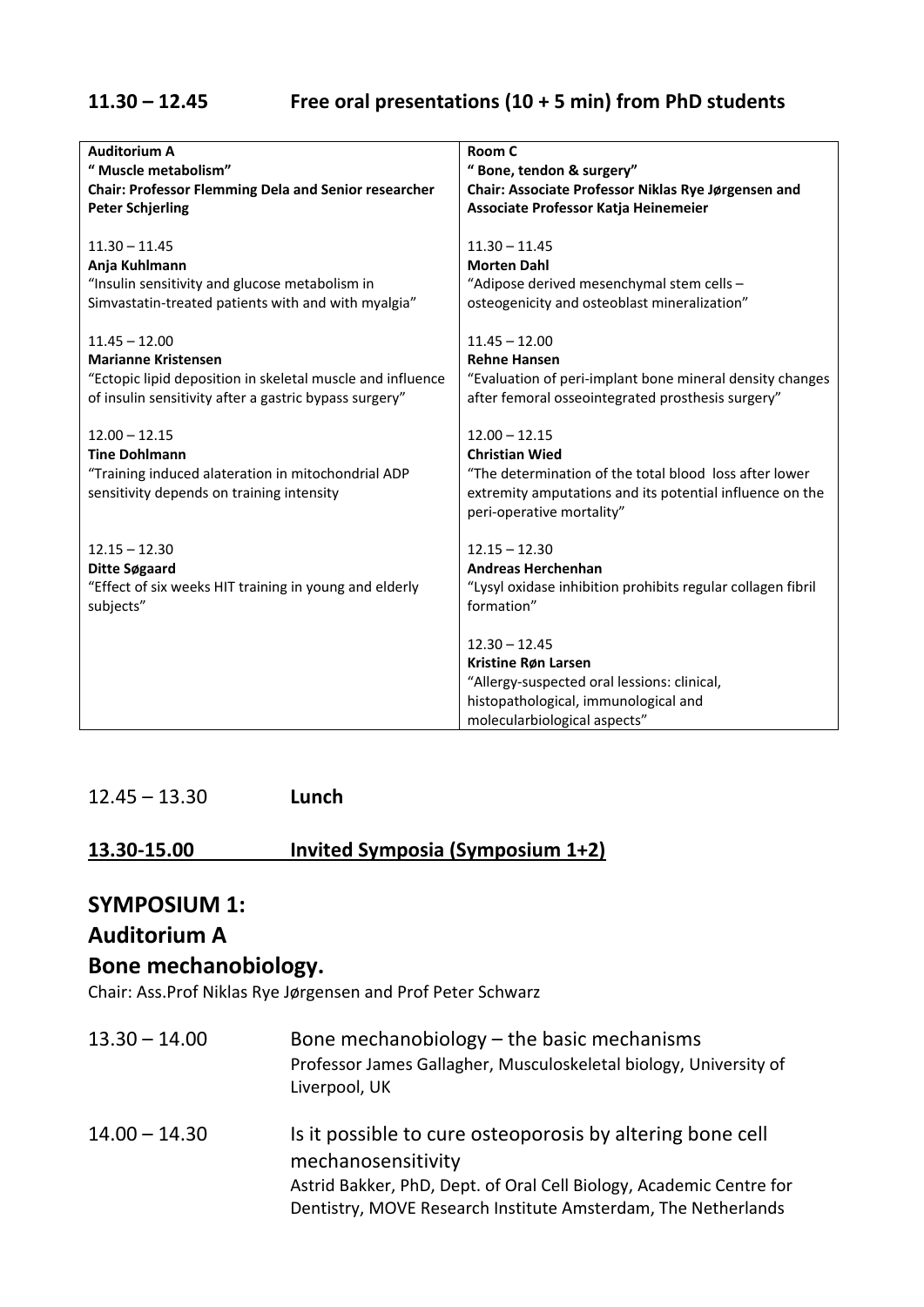## 11.30 – 12.45 Free oral presentations (10 + 5 min) from PhD students

| **Auditorium A**<br>**" Muscle metabolism"**<br>**Chair: Professor Flemming Dela and Senior researcher Peter Schjerling** | **Room C**<br>**" Bone, tendon & surgery"**<br>**Chair: Associate Professor Niklas Rye Jørgensen and Associate Professor Katja Heinemeier** |
|---|---|
| 11.30 – 11.45<br>**Anja Kuhlmann**<br>"Insulin sensitivity and glucose metabolism in Simvastatin-treated patients with and with myalgia" | 11.30 – 11.45<br>**Morten Dahl**<br>"Adipose derived mesenchymal stem cells – osteogenicity and osteoblast mineralization" |
| 11.45 – 12.00<br>**Marianne Kristensen**<br>"Ectopic lipid deposition in skeletal muscle and influence of insulin sensitivity after a gastric bypass surgery" | 11.45 – 12.00<br>**Rehne Hansen**<br>"Evaluation of peri-implant bone mineral density changes after femoral osseointegrated prosthesis surgery" |
| 12.00 – 12.15<br>**Tine Dohlmann**<br>"Training induced alateration in mitochondrial ADP sensitivity depends on training intensity | 12.00 – 12.15<br>**Christian Wied**<br>"The determination of the total blood loss after lower extremity amputations and its potential influence on the peri-operative mortality" |
| 12.15 – 12.30<br>**Ditte Søgaard**<br>"Effect of six weeks HIT training in young and elderly subjects" | 12.15 – 12.30<br>**Andreas Herchenhan**<br>"Lysyl oxidase inhibition prohibits regular collagen fibril formation" |
| | 12.30 – 12.45<br>**Kristine Røn Larsen**<br>"Allergy-suspected oral lesions: clinical, histopathological, immunological and molecularbiological aspects" |

12.45 – 13.30 **Lunch**

## 13.30-15.00 Invited Symposia (Symposium 1+2)

# SYMPOSIUM 1:
# Auditorium A
# Bone mechanobiology.

Chair: Ass.Prof Niklas Rye Jørgensen and Prof Peter Schwarz

13.30 – 14.00 Bone mechanobiology – the basic mechanisms
Professor James Gallagher, Musculoskeletal biology, University of Liverpool, UK

14.00 – 14.30 Is it possible to cure osteoporosis by altering bone cell mechanosensitivity
Astrid Bakker, PhD, Dept. of Oral Cell Biology, Academic Centre for Dentistry, MOVE Research Institute Amsterdam, The Netherlands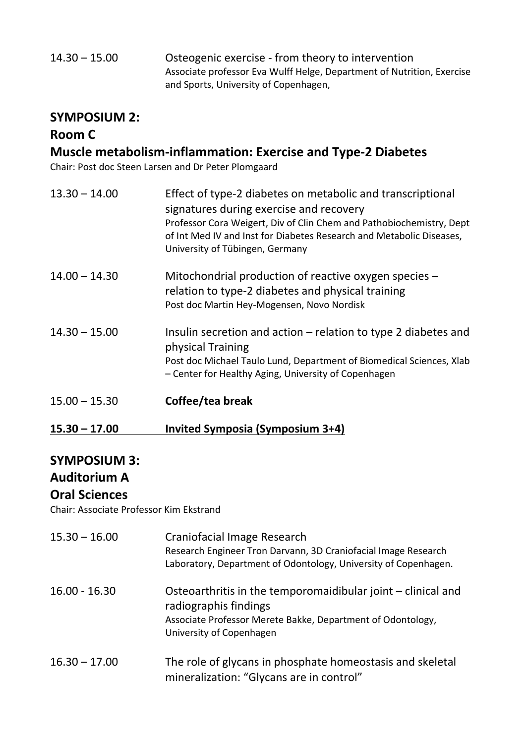14.30 – 15.00 Osteogenic exercise - from theory to intervention
Associate professor Eva Wulff Helge, Department of Nutrition, Exercise and Sports, University of Copenhagen,

## SYMPOSIUM 2:
## Room C
## Muscle metabolism-inflammation: Exercise and Type-2 Diabetes

Chair: Post doc Steen Larsen and Dr Peter Plomgaard

13.30 – 14.00 Effect of type-2 diabetes on metabolic and transcriptional signatures during exercise and recovery
Professor Cora Weigert, Div of Clin Chem and Pathobiochemistry, Dept of Int Med IV and Inst for Diabetes Research and Metabolic Diseases, University of Tübingen, Germany

14.00 – 14.30 Mitochondrial production of reactive oxygen species – relation to type-2 diabetes and physical training
Post doc Martin Hey-Mogensen, Novo Nordisk

14.30 – 15.00 Insulin secretion and action – relation to type 2 diabetes and physical Training
Post doc Michael Taulo Lund, Department of Biomedical Sciences, Xlab – Center for Healthy Aging, University of Copenhagen

15.00 – 15.30 **Coffee/tea break**

**15.30 – 17.00 Invited Symposia (Symposium 3+4)**

## SYMPOSIUM 3:
## Auditorium A
## Oral Sciences

Chair: Associate Professor Kim Ekstrand

15.30 – 16.00 Craniofacial Image Research
Research Engineer Tron Darvann, 3D Craniofacial Image Research Laboratory, Department of Odontology, University of Copenhagen.

16.00 - 16.30 Osteoarthritis in the temporomaidibular joint – clinical and radiographis findings
Associate Professor Merete Bakke, Department of Odontology, University of Copenhagen

16.30 – 17.00 The role of glycans in phosphate homeostasis and skeletal mineralization: "Glycans are in control"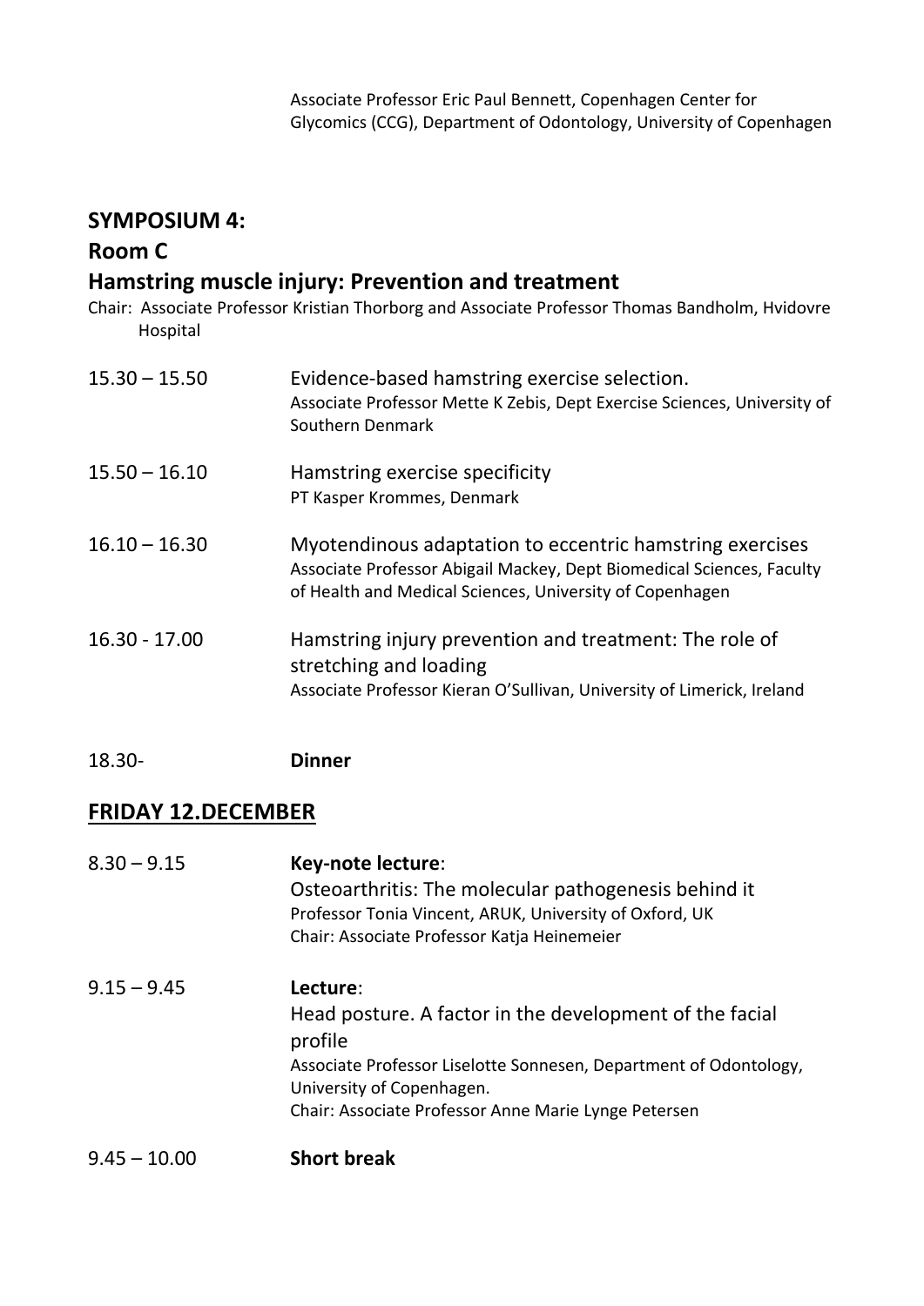Associate Professor Eric Paul Bennett, Copenhagen Center for Glycomics (CCG), Department of Odontology, University of Copenhagen

## SYMPOSIUM 4:

## Room C

## Hamstring muscle injury: Prevention and treatment

Chair: Associate Professor Kristian Thorborg and Associate Professor Thomas Bandholm, Hvidovre Hospital

15.30 – 15.50 Evidence-based hamstring exercise selection.
Associate Professor Mette K Zebis, Dept Exercise Sciences, University of Southern Denmark

15.50 – 16.10 Hamstring exercise specificity
PT Kasper Krommes, Denmark

16.10 – 16.30 Myotendinous adaptation to eccentric hamstring exercises
Associate Professor Abigail Mackey, Dept Biomedical Sciences, Faculty of Health and Medical Sciences, University of Copenhagen

16.30 - 17.00 Hamstring injury prevention and treatment: The role of stretching and loading
Associate Professor Kieran O'Sullivan, University of Limerick, Ireland

18.30- **Dinner**

## FRIDAY 12.DECEMBER

8.30 – 9.15 **Key-note lecture**:
Osteoarthritis: The molecular pathogenesis behind it
Professor Tonia Vincent, ARUK, University of Oxford, UK
Chair: Associate Professor Katja Heinemeier

9.15 – 9.45 **Lecture**:
Head posture. A factor in the development of the facial profile
Associate Professor Liselotte Sonnesen, Department of Odontology, University of Copenhagen.
Chair: Associate Professor Anne Marie Lynge Petersen

9.45 – 10.00 **Short break**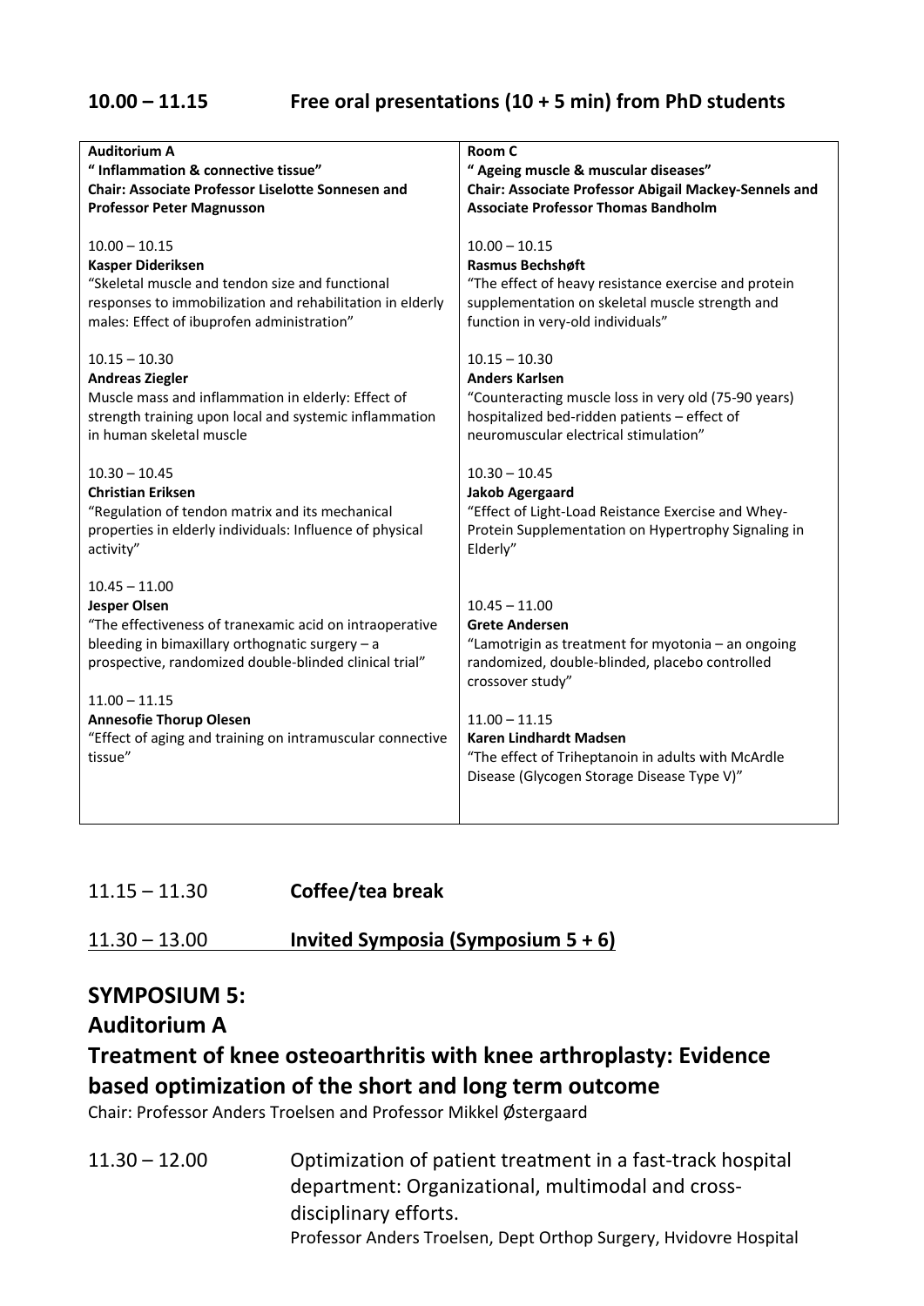## 10.00 – 11.15 Free oral presentations (10 + 5 min) from PhD students

**Auditorium A**
**" Inflammation & connective tissue"**
**Chair: Associate Professor Liselotte Sonnesen and Professor Peter Magnusson**

10.00 – 10.15
**Kasper Dideriksen**
"Skeletal muscle and tendon size and functional responses to immobilization and rehabilitation in elderly males: Effect of ibuprofen administration"

10.15 – 10.30
**Andreas Ziegler**
Muscle mass and inflammation in elderly: Effect of strength training upon local and systemic inflammation in human skeletal muscle

10.30 – 10.45
**Christian Eriksen**
"Regulation of tendon matrix and its mechanical properties in elderly individuals: Influence of physical activity"

10.45 – 11.00
**Jesper Olsen**
"The effectiveness of tranexamic acid on intraoperative bleeding in bimaxillary orthognatic surgery – a prospective, randomized double-blinded clinical trial"

11.00 – 11.15
**Annesofie Thorup Olesen**
"Effect of aging and training on intramuscular connective tissue"

**Room C**
**" Ageing muscle & muscular diseases"**
**Chair: Associate Professor Abigail Mackey-Sennels and Associate Professor Thomas Bandholm**

10.00 – 10.15
**Rasmus Bechshøft**
"The effect of heavy resistance exercise and protein supplementation on skeletal muscle strength and function in very-old individuals"

10.15 – 10.30
**Anders Karlsen**
"Counteracting muscle loss in very old (75-90 years) hospitalized bed-ridden patients – effect of neuromuscular electrical stimulation"

10.30 – 10.45
**Jakob Agergaard**
"Effect of Light-Load Reistance Exercise and Whey-Protein Supplementation on Hypertrophy Signaling in Elderly"

10.45 – 11.00
**Grete Andersen**
"Lamotrigin as treatment for myotonia – an ongoing randomized, double-blinded, placebo controlled crossover study"

11.00 – 11.15
**Karen Lindhardt Madsen**
"The effect of Triheptanoin in adults with McArdle Disease (Glycogen Storage Disease Type V)"

11.15 – 11.30 **Coffee/tea break**

11.30 – 13.00 **Invited Symposia (Symposium 5 + 6)**

## SYMPOSIUM 5:
## Auditorium A
## Treatment of knee osteoarthritis with knee arthroplasty: Evidence based optimization of the short and long term outcome

Chair: Professor Anders Troelsen and Professor Mikkel Østergaard

11.30 – 12.00 Optimization of patient treatment in a fast-track hospital department: Organizational, multimodal and cross-disciplinary efforts.
Professor Anders Troelsen, Dept Orthop Surgery, Hvidovre Hospital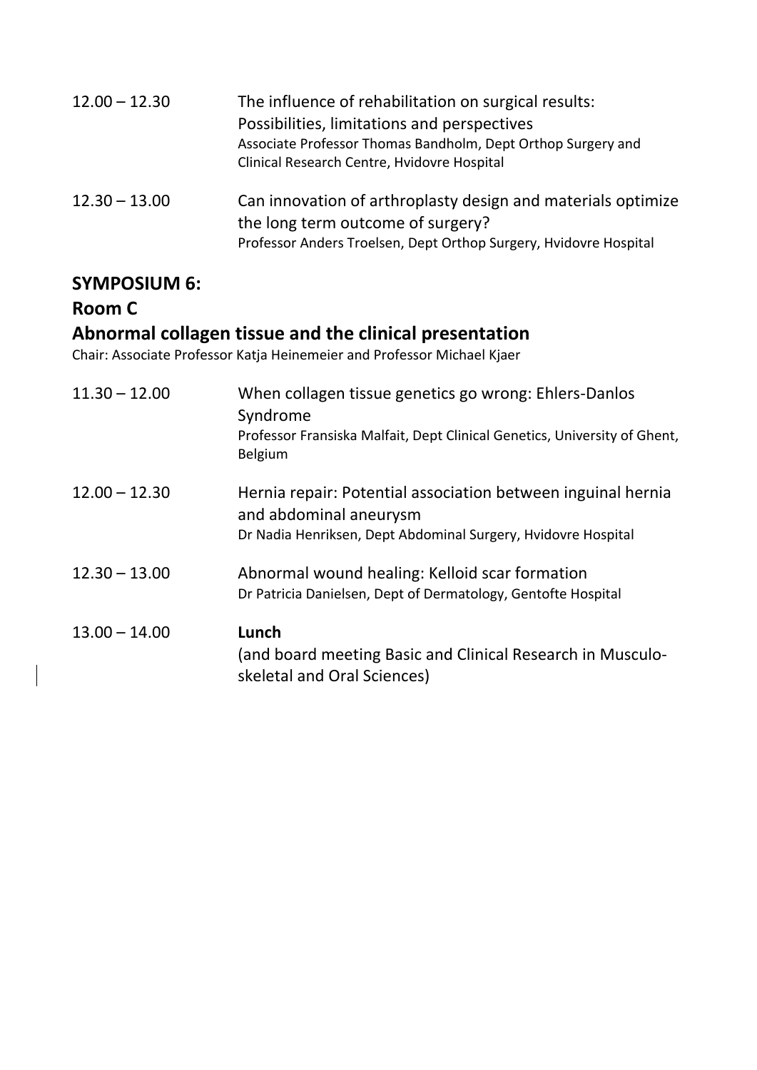12.00 – 12.30 The influence of rehabilitation on surgical results: Possibilities, limitations and perspectives
Associate Professor Thomas Bandholm, Dept Orthop Surgery and Clinical Research Centre, Hvidovre Hospital

12.30 – 13.00 Can innovation of arthroplasty design and materials optimize the long term outcome of surgery?
Professor Anders Troelsen, Dept Orthop Surgery, Hvidovre Hospital

## SYMPOSIUM 6:
## Room C
## Abnormal collagen tissue and the clinical presentation

Chair: Associate Professor Katja Heinemeier and Professor Michael Kjaer

11.30 – 12.00 When collagen tissue genetics go wrong: Ehlers-Danlos Syndrome
Professor Fransiska Malfait, Dept Clinical Genetics, University of Ghent, Belgium

12.00 – 12.30 Hernia repair: Potential association between inguinal hernia and abdominal aneurysm
Dr Nadia Henriksen, Dept Abdominal Surgery, Hvidovre Hospital

12.30 – 13.00 Abnormal wound healing: Kelloid scar formation
Dr Patricia Danielsen, Dept of Dermatology, Gentofte Hospital

13.00 – 14.00 **Lunch**
(and board meeting Basic and Clinical Research in Musculo-skeletal and Oral Sciences)